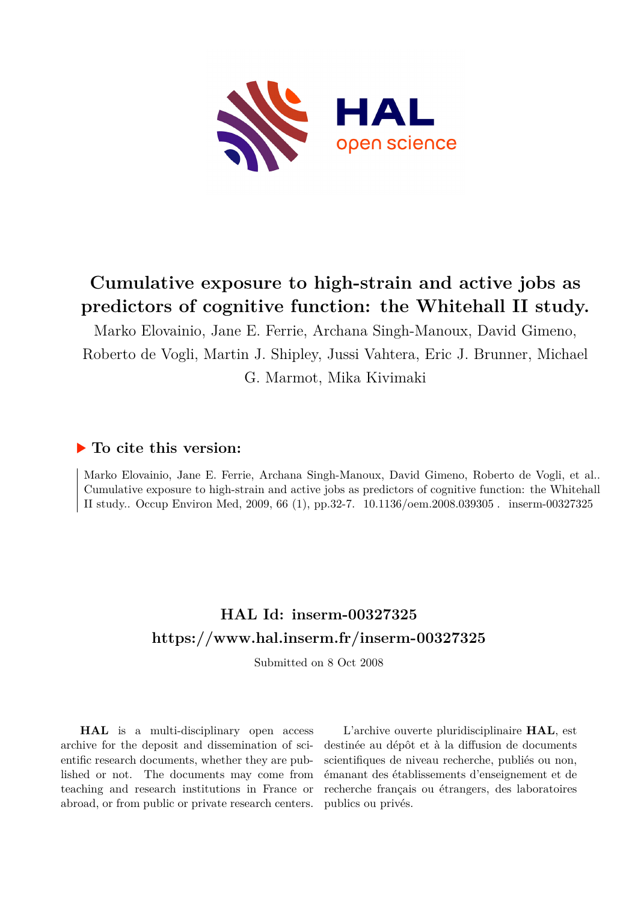# Cumulative exposure to high-strain and active jobs as predictors of cognitive function: the Whitehall II study.

Marko Elovainio, Jane E. Ferrie, Archana Singh-Manoux, David Gimeno, Roberto de Vogli, Martin J. Shipley, Jussi Vahtera, Eric J. Brunner, Michael G. Marmot, Mika Kivimaki

## ▶ To cite this version:

Marko Elovainio, Jane E. Ferrie, Archana Singh-Manoux, David Gimeno, Roberto de Vogli, et al.. Cumulative exposure to high-strain and active jobs as predictors of cognitive function: the Whitehall II study.. Occup Environ Med, 2009, 66 (1), pp.32-7. 10.1136/oem.2008.039305 . inserm-00327325

## HAL Id: inserm-00327325

## https://www.hal.inserm.fr/inserm-00327325

Submitted on 8 Oct 2008

**HAL** is a multi-disciplinary open access archive for the deposit and dissemination of scientific research documents, whether they are published or not. The documents may come from teaching and research institutions in France or abroad, or from public or private research centers.

L'archive ouverte pluridisciplinaire **HAL**, est destinée au dépôt et à la diffusion de documents scientifiques de niveau recherche, publiés ou non, émanant des établissements d'enseignement et de recherche français ou étrangers, des laboratoires publics ou privés.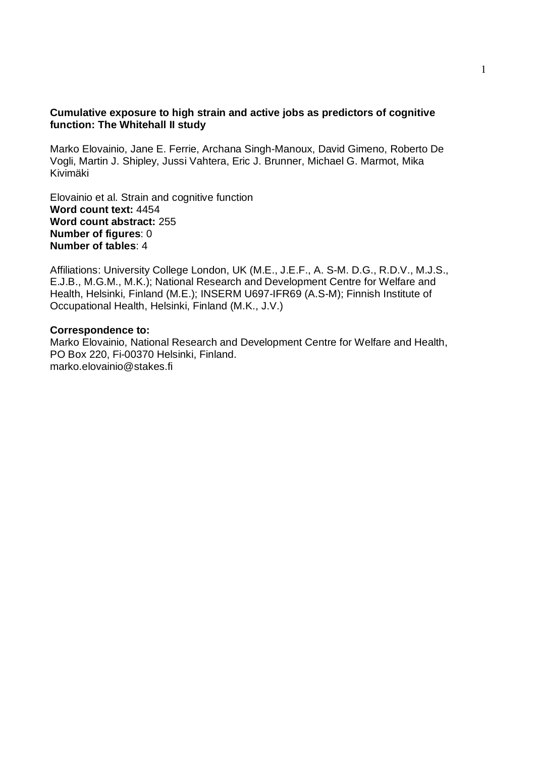**Cumulative exposure to high strain and active jobs as predictors of cognitive function: The Whitehall II study**

Marko Elovainio, Jane E. Ferrie, Archana Singh-Manoux, David Gimeno, Roberto De Vogli, Martin J. Shipley, Jussi Vahtera, Eric J. Brunner, Michael G. Marmot, Mika Kivimäki

Elovainio et al. Strain and cognitive function
**Word count text:** 4454
**Word count abstract:** 255
**Number of figures**: 0
**Number of tables**: 4

Affiliations: University College London, UK (M.E., J.E.F., A. S-M. D.G., R.D.V., M.J.S., E.J.B., M.G.M., M.K.); National Research and Development Centre for Welfare and Health, Helsinki, Finland (M.E.); INSERM U697-IFR69 (A.S-M); Finnish Institute of Occupational Health, Helsinki, Finland (M.K., J.V.)

**Correspondence to:**
Marko Elovainio, National Research and Development Centre for Welfare and Health, PO Box 220, Fi-00370 Helsinki, Finland.
marko.elovainio@stakes.fi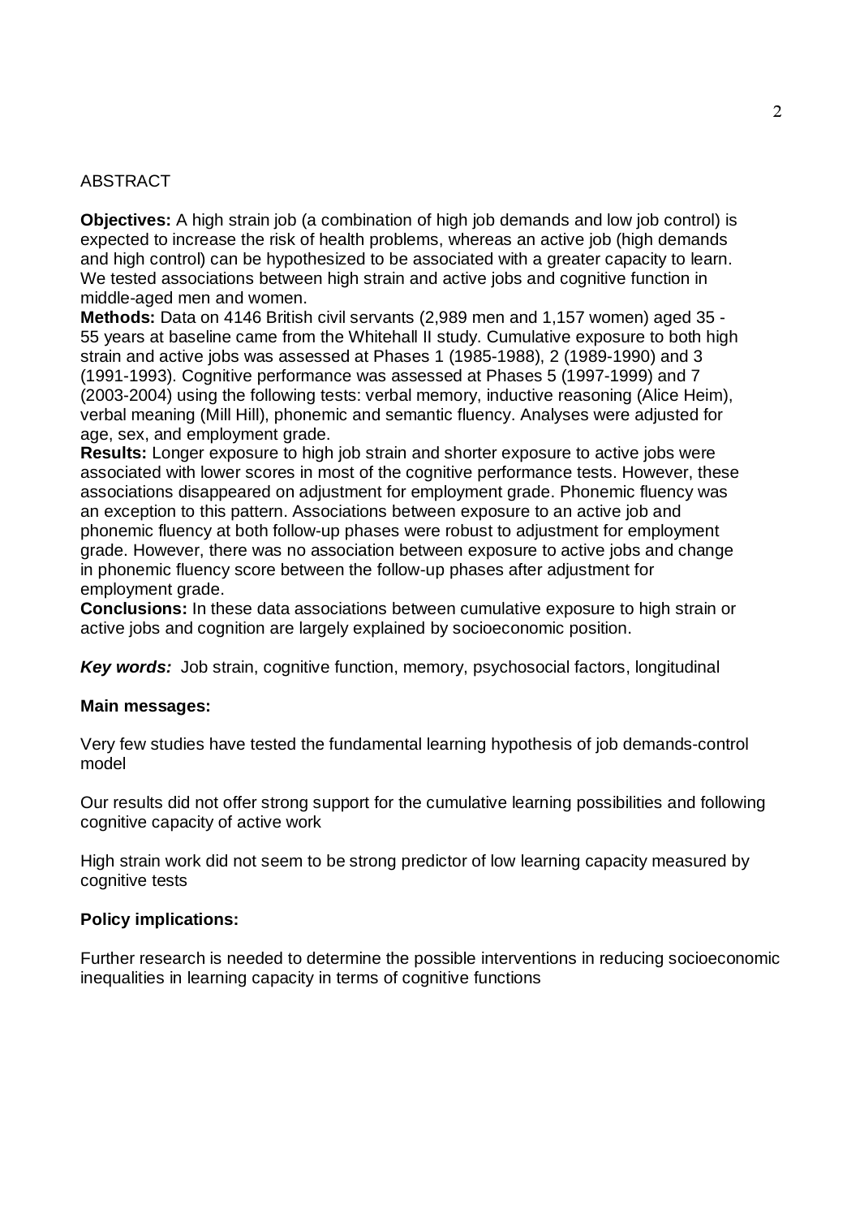ABSTRACT

**Objectives:** A high strain job (a combination of high job demands and low job control) is expected to increase the risk of health problems, whereas an active job (high demands and high control) can be hypothesized to be associated with a greater capacity to learn. We tested associations between high strain and active jobs and cognitive function in middle-aged men and women.

**Methods:** Data on 4146 British civil servants (2,989 men and 1,157 women) aged 35 - 55 years at baseline came from the Whitehall II study. Cumulative exposure to both high strain and active jobs was assessed at Phases 1 (1985-1988), 2 (1989-1990) and 3 (1991-1993). Cognitive performance was assessed at Phases 5 (1997-1999) and 7 (2003-2004) using the following tests: verbal memory, inductive reasoning (Alice Heim), verbal meaning (Mill Hill), phonemic and semantic fluency. Analyses were adjusted for age, sex, and employment grade.

**Results:** Longer exposure to high job strain and shorter exposure to active jobs were associated with lower scores in most of the cognitive performance tests. However, these associations disappeared on adjustment for employment grade. Phonemic fluency was an exception to this pattern. Associations between exposure to an active job and phonemic fluency at both follow-up phases were robust to adjustment for employment grade. However, there was no association between exposure to active jobs and change in phonemic fluency score between the follow-up phases after adjustment for employment grade.

**Conclusions:** In these data associations between cumulative exposure to high strain or active jobs and cognition are largely explained by socioeconomic position.

***Key words:*** Job strain, cognitive function, memory, psychosocial factors, longitudinal

**Main messages:**

Very few studies have tested the fundamental learning hypothesis of job demands-control model

Our results did not offer strong support for the cumulative learning possibilities and following cognitive capacity of active work

High strain work did not seem to be strong predictor of low learning capacity measured by cognitive tests

**Policy implications:**

Further research is needed to determine the possible interventions in reducing socioeconomic inequalities in learning capacity in terms of cognitive functions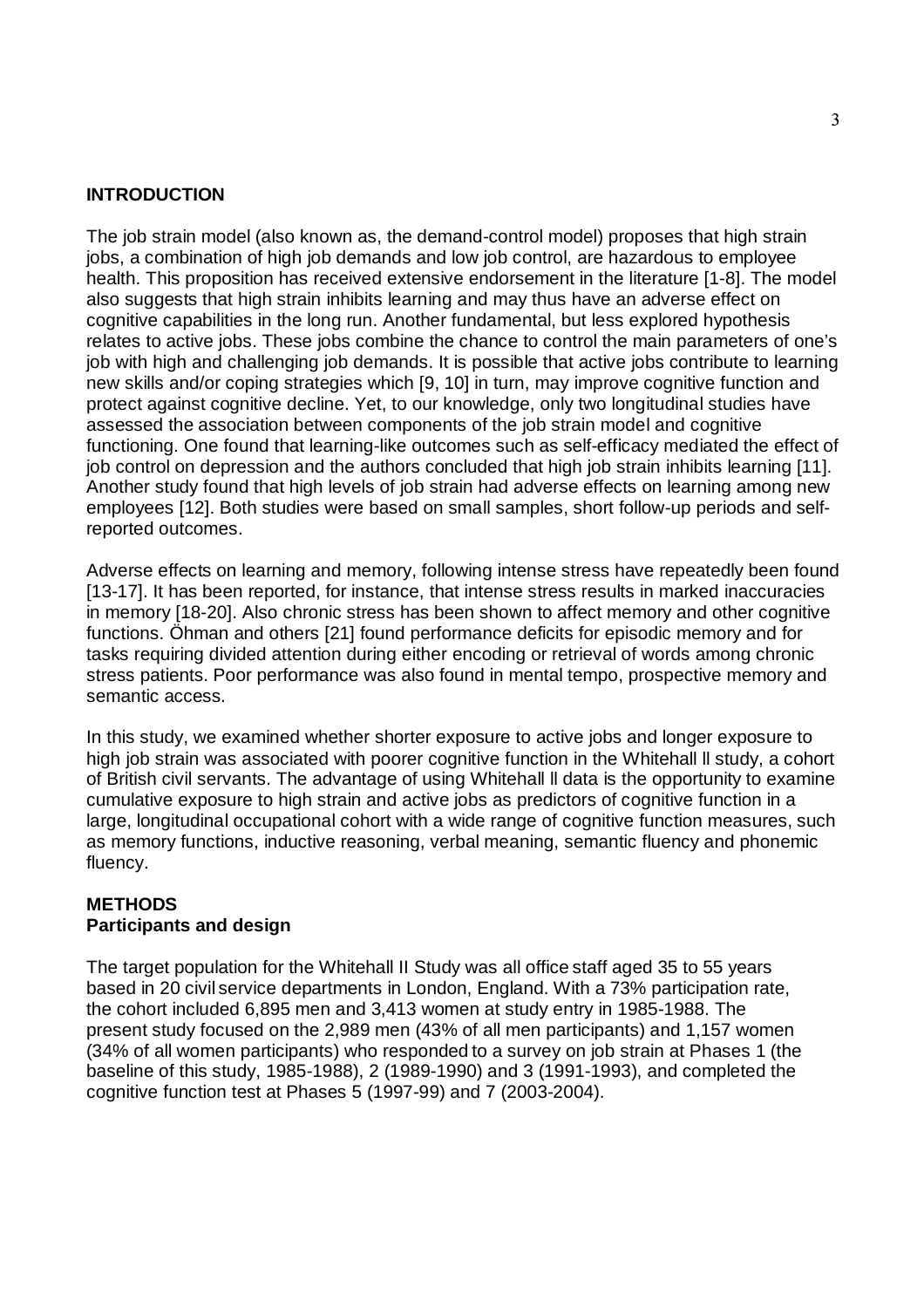## INTRODUCTION

The job strain model (also known as, the demand-control model) proposes that high strain jobs, a combination of high job demands and low job control, are hazardous to employee health. This proposition has received extensive endorsement in the literature [1-8]. The model also suggests that high strain inhibits learning and may thus have an adverse effect on cognitive capabilities in the long run. Another fundamental, but less explored hypothesis relates to active jobs. These jobs combine the chance to control the main parameters of one's job with high and challenging job demands. It is possible that active jobs contribute to learning new skills and/or coping strategies which [9, 10] in turn, may improve cognitive function and protect against cognitive decline. Yet, to our knowledge, only two longitudinal studies have assessed the association between components of the job strain model and cognitive functioning. One found that learning-like outcomes such as self-efficacy mediated the effect of job control on depression and the authors concluded that high job strain inhibits learning [11]. Another study found that high levels of job strain had adverse effects on learning among new employees [12]. Both studies were based on small samples, short follow-up periods and self-reported outcomes.

Adverse effects on learning and memory, following intense stress have repeatedly been found [13-17]. It has been reported, for instance, that intense stress results in marked inaccuracies in memory [18-20]. Also chronic stress has been shown to affect memory and other cognitive functions. Öhman and others [21] found performance deficits for episodic memory and for tasks requiring divided attention during either encoding or retrieval of words among chronic stress patients. Poor performance was also found in mental tempo, prospective memory and semantic access.

In this study, we examined whether shorter exposure to active jobs and longer exposure to high job strain was associated with poorer cognitive function in the Whitehall ll study, a cohort of British civil servants. The advantage of using Whitehall ll data is the opportunity to examine cumulative exposure to high strain and active jobs as predictors of cognitive function in a large, longitudinal occupational cohort with a wide range of cognitive function measures, such as memory functions, inductive reasoning, verbal meaning, semantic fluency and phonemic fluency.

## METHODS

### Participants and design

The target population for the Whitehall II Study was all office staff aged 35 to 55 years based in 20 civil service departments in London, England. With a 73% participation rate, the cohort included 6,895 men and 3,413 women at study entry in 1985-1988. The present study focused on the 2,989 men (43% of all men participants) and 1,157 women (34% of all women participants) who responded to a survey on job strain at Phases 1 (the baseline of this study, 1985-1988), 2 (1989-1990) and 3 (1991-1993), and completed the cognitive function test at Phases 5 (1997-99) and 7 (2003-2004).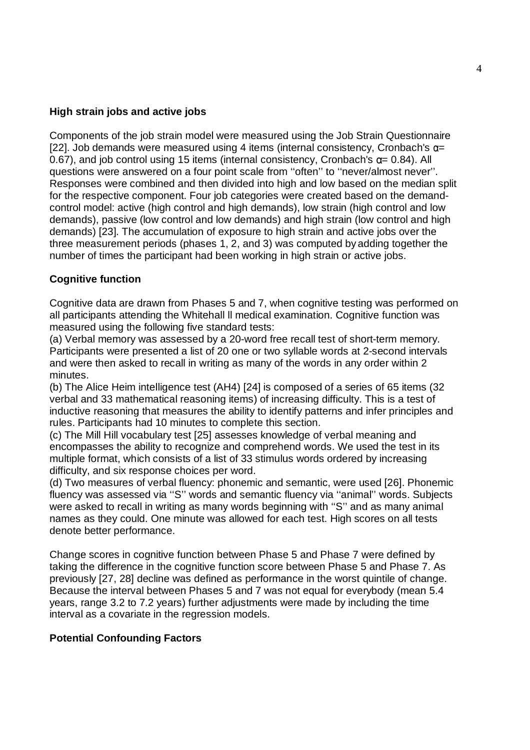**High strain jobs and active jobs**

Components of the job strain model were measured using the Job Strain Questionnaire [22]. Job demands were measured using 4 items (internal consistency, Cronbach's $\alpha$= 0.67), and job control using 15 items (internal consistency, Cronbach's $\alpha$= 0.84). All questions were answered on a four point scale from ''often'' to ''never/almost never''. Responses were combined and then divided into high and low based on the median split for the respective component. Four job categories were created based on the demand-control model: active (high control and high demands), low strain (high control and low demands), passive (low control and low demands) and high strain (low control and high demands) [23]. The accumulation of exposure to high strain and active jobs over the three measurement periods (phases 1, 2, and 3) was computed by adding together the number of times the participant had been working in high strain or active jobs.

**Cognitive function**

Cognitive data are drawn from Phases 5 and 7, when cognitive testing was performed on all participants attending the Whitehall ll medical examination. Cognitive function was measured using the following five standard tests:

(a) Verbal memory was assessed by a 20-word free recall test of short-term memory. Participants were presented a list of 20 one or two syllable words at 2-second intervals and were then asked to recall in writing as many of the words in any order within 2 minutes.

(b) The Alice Heim intelligence test (AH4) [24] is composed of a series of 65 items (32 verbal and 33 mathematical reasoning items) of increasing difficulty. This is a test of inductive reasoning that measures the ability to identify patterns and infer principles and rules. Participants had 10 minutes to complete this section.

(c) The Mill Hill vocabulary test [25] assesses knowledge of verbal meaning and encompasses the ability to recognize and comprehend words. We used the test in its multiple format, which consists of a list of 33 stimulus words ordered by increasing difficulty, and six response choices per word.

(d) Two measures of verbal fluency: phonemic and semantic, were used [26]. Phonemic fluency was assessed via ''S'' words and semantic fluency via ''animal'' words. Subjects were asked to recall in writing as many words beginning with ''S'' and as many animal names as they could. One minute was allowed for each test. High scores on all tests denote better performance.

Change scores in cognitive function between Phase 5 and Phase 7 were defined by taking the difference in the cognitive function score between Phase 5 and Phase 7. As previously [27, 28] decline was defined as performance in the worst quintile of change. Because the interval between Phases 5 and 7 was not equal for everybody (mean 5.4 years, range 3.2 to 7.2 years) further adjustments were made by including the time interval as a covariate in the regression models.

**Potential Confounding Factors**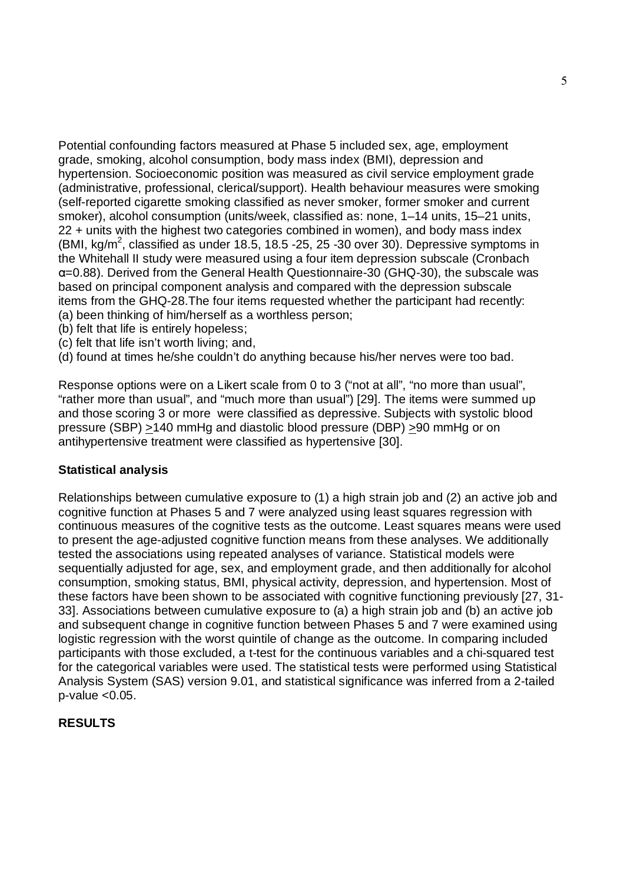Potential confounding factors measured at Phase 5 included sex, age, employment grade, smoking, alcohol consumption, body mass index (BMI), depression and hypertension. Socioeconomic position was measured as civil service employment grade (administrative, professional, clerical/support). Health behaviour measures were smoking (self-reported cigarette smoking classified as never smoker, former smoker and current smoker), alcohol consumption (units/week, classified as: none, 1–14 units, 15–21 units, 22 + units with the highest two categories combined in women), and body mass index (BMI, kg/m$^2$, classified as under 18.5, 18.5 -25, 25 -30 over 30). Depressive symptoms in the Whitehall II study were measured using a four item depression subscale (Cronbach α=0.88). Derived from the General Health Questionnaire-30 (GHQ-30), the subscale was based on principal component analysis and compared with the depression subscale items from the GHQ-28.The four items requested whether the participant had recently:

(a) been thinking of him/herself as a worthless person;

(b) felt that life is entirely hopeless;

(c) felt that life isn't worth living; and,

(d) found at times he/she couldn't do anything because his/her nerves were too bad.

Response options were on a Likert scale from 0 to 3 ("not at all", "no more than usual", "rather more than usual", and "much more than usual") [29]. The items were summed up and those scoring 3 or more were classified as depressive. Subjects with systolic blood pressure (SBP) $\geq$140 mmHg and diastolic blood pressure (DBP) $\geq$90 mmHg or on antihypertensive treatment were classified as hypertensive [30].

**Statistical analysis**

Relationships between cumulative exposure to (1) a high strain job and (2) an active job and cognitive function at Phases 5 and 7 were analyzed using least squares regression with continuous measures of the cognitive tests as the outcome. Least squares means were used to present the age-adjusted cognitive function means from these analyses. We additionally tested the associations using repeated analyses of variance. Statistical models were sequentially adjusted for age, sex, and employment grade, and then additionally for alcohol consumption, smoking status, BMI, physical activity, depression, and hypertension. Most of these factors have been shown to be associated with cognitive functioning previously [27, 31-33]. Associations between cumulative exposure to (a) a high strain job and (b) an active job and subsequent change in cognitive function between Phases 5 and 7 were examined using logistic regression with the worst quintile of change as the outcome. In comparing included participants with those excluded, a t-test for the continuous variables and a chi-squared test for the categorical variables were used. The statistical tests were performed using Statistical Analysis System (SAS) version 9.01, and statistical significance was inferred from a 2-tailed p-value <0.05.

**RESULTS**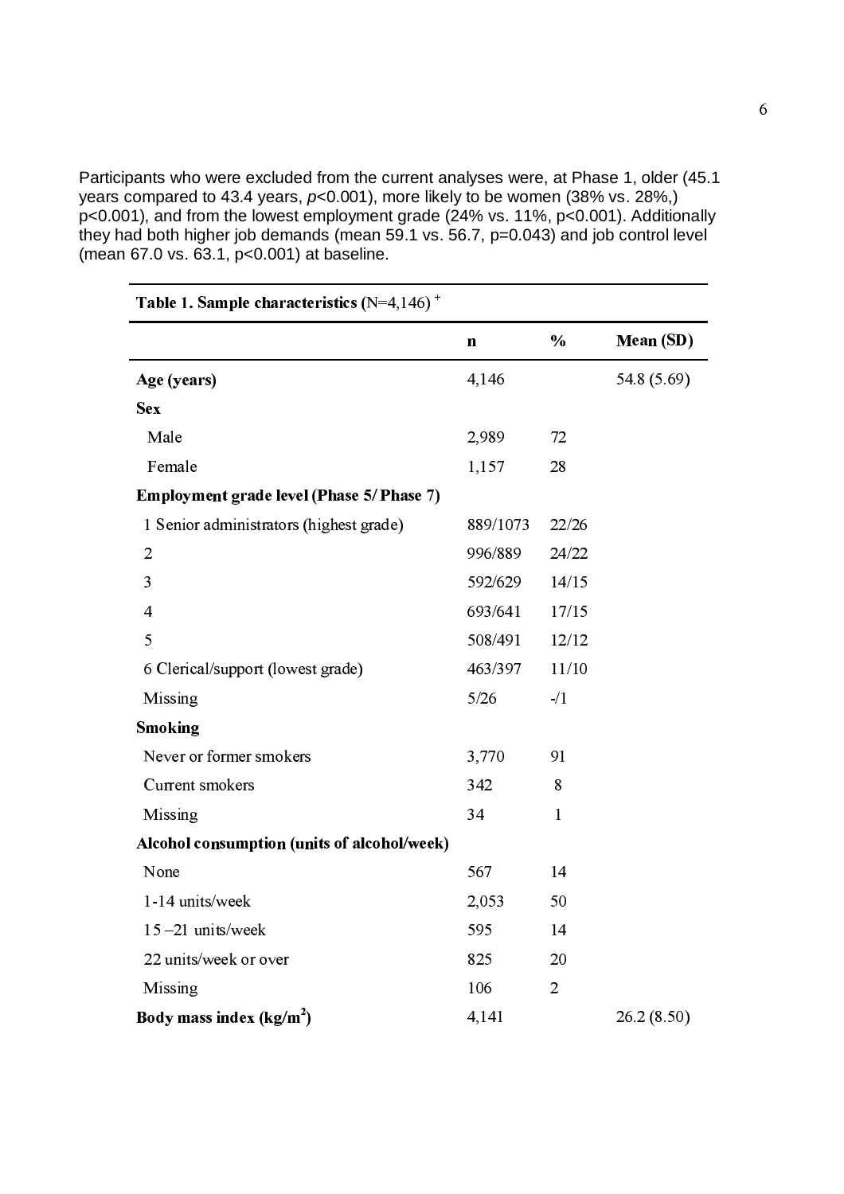Participants who were excluded from the current analyses were, at Phase 1, older (45.1 years compared to 43.4 years, $p<0.001$), more likely to be women (38% vs. 28%,) $p<0.001$), and from the lowest employment grade (24% vs. 11%, $p<0.001$). Additionally they had both higher job demands (mean 59.1 vs. 56.7, $p=0.043$) and job control level (mean 67.0 vs. 63.1, $p<0.001$) at baseline.

**Table 1. Sample characteristics** (N=4,146) [+]

| | n | % | Mean (SD) |
|---|---|---|---|
| **Age (years)** | 4,146 | | 54.8 (5.69) |
| **Sex** | | | |
| Male | 2,989 | 72 | |
| Female | 1,157 | 28 | |
| **Employment grade level (Phase 5/ Phase 7)** | | | |
| 1 Senior administrators (highest grade) | 889/1073 | 22/26 | |
| 2 | 996/889 | 24/22 | |
| 3 | 592/629 | 14/15 | |
| 4 | 693/641 | 17/15 | |
| 5 | 508/491 | 12/12 | |
| 6 Clerical/support (lowest grade) | 463/397 | 11/10 | |
| Missing | 5/26 | -/1 | |
| **Smoking** | | | |
| Never or former smokers | 3,770 | 91 | |
| Current smokers | 342 | 8 | |
| Missing | 34 | 1 | |
| **Alcohol consumption (units of alcohol/week)** | | | |
| None | 567 | 14 | |
| 1-14 units/week | 2,053 | 50 | |
| 15 –21 units/week | 595 | 14 | |
| 22 units/week or over | 825 | 20 | |
| Missing | 106 | 2 | |
| **Body mass index ($kg/m^2$)** | 4,141 | | 26.2 (8.50) |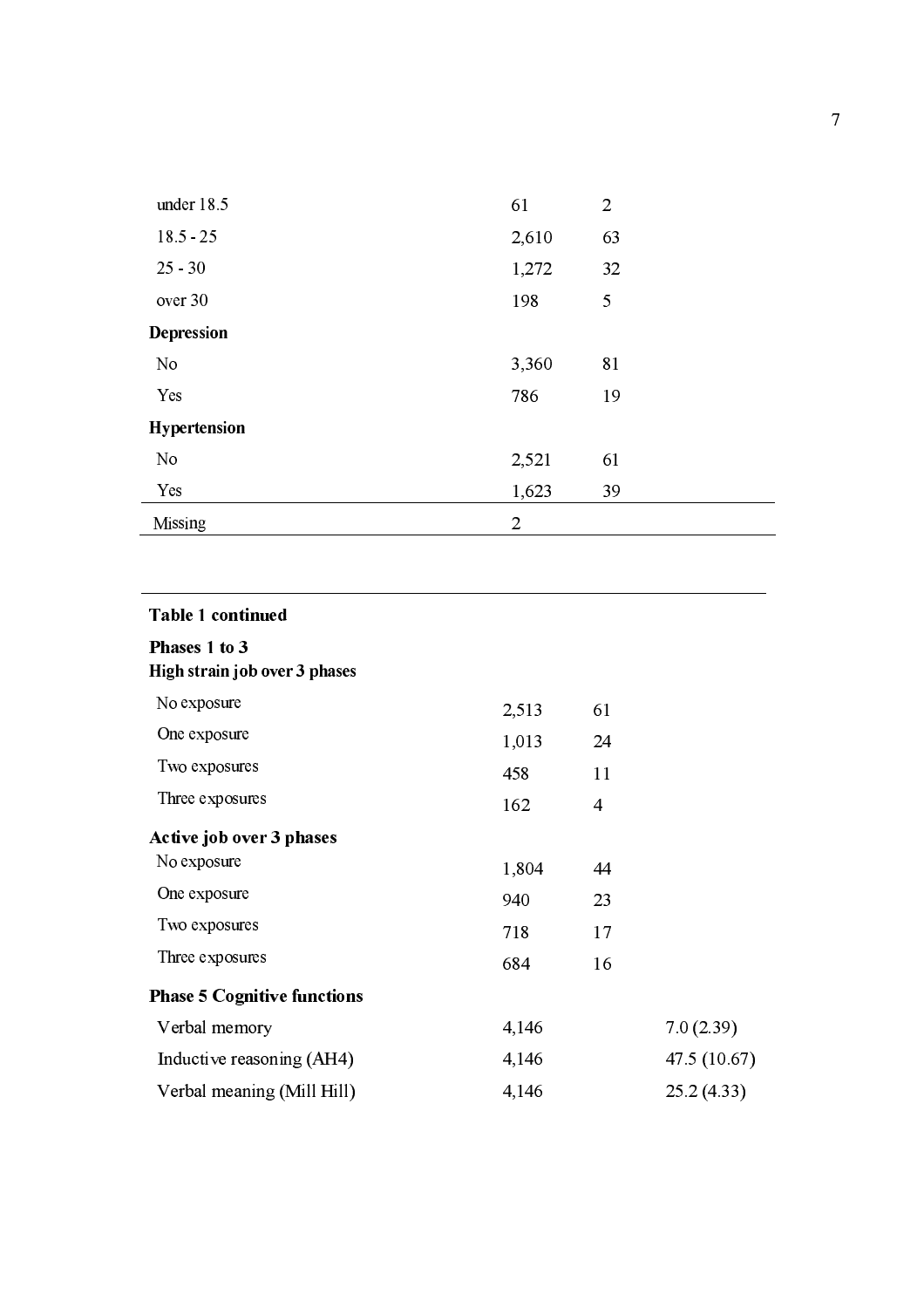| | | | |
|---|---|---|---|
| under 18.5 | 61 | 2 | |
| 18.5 - 25 | 2,610 | 63 | |
| 25 - 30 | 1,272 | 32 | |
| over 30 | 198 | 5 | |
| **Depression** | | | |
| No | 3,360 | 81 | |
| Yes | 786 | 19 | |
| **Hypertension** | | | |
| No | 2,521 | 61 | |
| Yes | 1,623 | 39 | |
| Missing | 2 | | |

**Table 1 continued**

| | | | |
|---|---|---|---|
| **Phases 1 to 3** | | | |
| **High strain job over 3 phases** | | | |
| No exposure | 2,513 | 61 | |
| One exposure | 1,013 | 24 | |
| Two exposures | 458 | 11 | |
| Three exposures | 162 | 4 | |
| **Active job over 3 phases** | | | |
| No exposure | 1,804 | 44 | |
| One exposure | 940 | 23 | |
| Two exposures | 718 | 17 | |
| Three exposures | 684 | 16 | |
| **Phase 5 Cognitive functions** | | | |
| Verbal memory | 4,146 | | 7.0 (2.39) |
| Inductive reasoning (AH4) | 4,146 | | 47.5 (10.67) |
| Verbal meaning (Mill Hill) | 4,146 | | 25.2 (4.33) |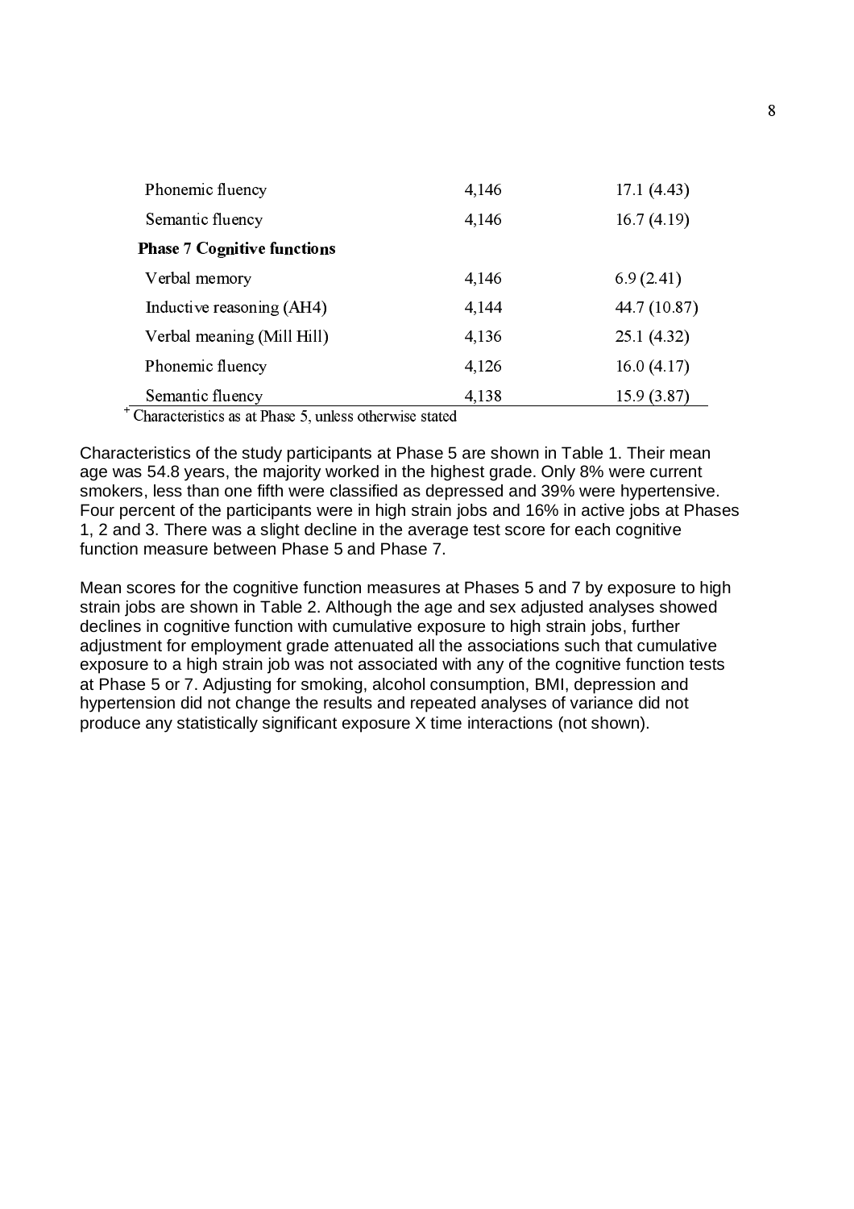| | | |
|---|---|---|
| Phonemic fluency | 4,146 | 17.1 (4.43) |
| Semantic fluency | 4,146 | 16.7 (4.19) |
| **Phase 7 Cognitive functions** | | |
| Verbal memory | 4,146 | 6.9 (2.41) |
| Inductive reasoning (AH4) | 4,144 | 44.7 (10.87) |
| Verbal meaning (Mill Hill) | 4,136 | 25.1 (4.32) |
| Phonemic fluency | 4,126 | 16.0 (4.17) |
| Semantic fluency | 4,138 | 15.9 (3.87) |

[+] Characteristics as at Phase 5, unless otherwise stated

Characteristics of the study participants at Phase 5 are shown in Table 1. Their mean age was 54.8 years, the majority worked in the highest grade. Only 8% were current smokers, less than one fifth were classified as depressed and 39% were hypertensive. Four percent of the participants were in high strain jobs and 16% in active jobs at Phases 1, 2 and 3. There was a slight decline in the average test score for each cognitive function measure between Phase 5 and Phase 7.

Mean scores for the cognitive function measures at Phases 5 and 7 by exposure to high strain jobs are shown in Table 2. Although the age and sex adjusted analyses showed declines in cognitive function with cumulative exposure to high strain jobs, further adjustment for employment grade attenuated all the associations such that cumulative exposure to a high strain job was not associated with any of the cognitive function tests at Phase 5 or 7. Adjusting for smoking, alcohol consumption, BMI, depression and hypertension did not change the results and repeated analyses of variance did not produce any statistically significant exposure X time interactions (not shown).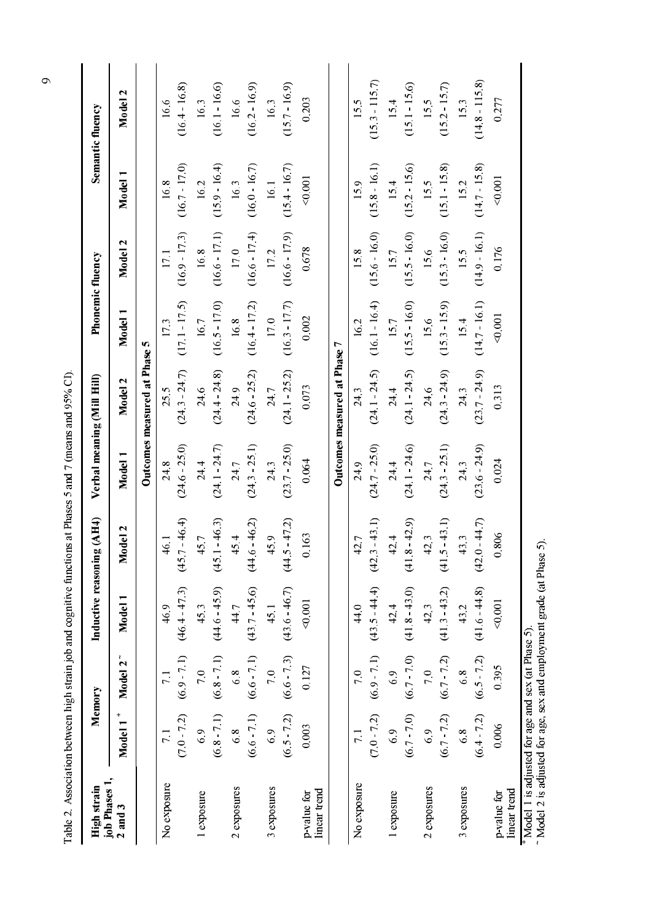Table 2. Association between high strain job and cognitive functions at Phases 5 and 7 (means and 95% CI).

| High strain job Phases 1, 2 and 3 | Memory | | Inductive reasoning (AH4) | | Verbal meaning (Mill Hill) | | Phonemic fluency | | Semantic fluency | |
|---|---|---|---|---|---|---|---|---|---|---|
| | Model 1 [+] | Model 2 [~] | Model 1 | Model 2 | Model 1 | Model 2 | Model 1 | Model 2 | Model 1 | Model 2 |
| **Outcomes measured at Phase 5** | | | | | | | | | | |
| No exposure | 7.1 (7.0 - 7.2) | 7.1 (6.9 - 7.1) | 46.9 (46.4 - 47.3) | 46.1 (45.7 - 46.4) | 24.8 (24.6 - 25.0) | 25.5 (24.3 - 24.7) | 17.3 (17.1 - 17.5) | 17.1 (16.9 - 17.3) | 16.8 (16.7 - 17.0) | 16.6 (16.4 - 16.8) |
| 1 exposure | 6.9 (6.8 - 7.1) | 7.0 (6.8 - 7.1) | 45.3 (44.6 - 45.9) | 45.7 (45.1 - 46.3) | 24.4 (24.1 - 24.7) | 24.6 (24.4 - 24.8) | 16.7 (16.5 - 17.0) | 16.8 (16.6 - 17.1) | 16.2 (15.9 - 16.4) | 16.3 (16.1 - 16.6) |
| 2 exposures | 6.8 (6.6 - 7.1) | 6.8 (6.6 - 7.1) | 44.7 (43.7 - 45.6) | 45.4 (44.6 - 46.2) | 24.7 (24.3 - 25.1) | 24.9 (24.6 - 25.2) | 16.8 (16.4 - 17.2) | 17.0 (16.6 - 17.4) | 16.3 (16.0 - 16.7) | 16.6 (16.2 - 16.9) |
| 3 exposures | 6.9 (6.5 - 7.2) | 7.0 (6.6 - 7.3) | 45.1 (43.6 - 46.7) | 45.9 (44.5 - 47.2) | 24.3 (23.7 - 25.0) | 24.7 (24.1 - 25.2) | 17.0 (16.3 - 17.7) | 17.2 (16.6 - 17.9) | 16.1 (15.4 - 16.7) | 16.3 (15.7 - 16.9) |
| p-value for linear trend | 0.003 | 0.127 | <0.001 | 0.163 | 0.064 | 0.073 | 0.002 | 0.678 | <0.001 | 0.203 |
| **Outcomes measured at Phase 7** | | | | | | | | | | |
| No exposure | 7.1 (7.0 - 7.2) | 7.0 (6.9 - 7.1) | 44.0 (43.5 - 44.4) | 42.7 (42.3 - 43.1) | 24.9 (24.7 - 25.0) | 24.3 (24.1 - 24.5) | 16.2 (16.1 - 16.4) | 15.8 (15.6 - 16.0) | 15.9 (15.8 - 16.1) | 15.5 (15.3 - 115.7) |
| 1 exposure | 6.9 (6.7 - 7.0) | 6.9 (6.7 - 7.0) | 42.4 (41.8 - 43.0) | 42.4 (41.8 - 42.9) | 24.4 (24.1 - 24.6) | 24.4 (24.1 - 24.5) | 15.7 (15.5 - 16.0) | 15.7 (15.5 - 16.0) | 15.4 (15.2 - 15.6) | 15.4 (15.1 - 15.6) |
| 2 exposures | 6.9 (6.7 - 7.2) | 7.0 (6.7 - 7.2) | 42.3 (41.3 - 43.2) | 42.3 (41.5 - 43.1) | 24.7 (24.3 - 25.1) | 24.6 (24.3 - 24.9) | 15.6 (15.3 - 15.9) | 15.6 (15.3 - 16.0) | 15.5 (15.1 - 15.8) | 15.5 (15.2 - 15.7) |
| 3 exposures | 6.8 (6.4 - 7.2) | 6.8 (6.5 - 7.2) | 43.2 (41.6 - 44.8) | 43.3 (42.0 - 44.7) | 24.3 (23.6 - 24.9) | 24.3 (23.7 - 24.9) | 15.4 (14.7 - 16.1) | 15.5 (14.9 - 16.1) | 15.2 (14.7 - 15.8) | 15.3 (14.8 - 115.8) |
| p-value for linear trend | 0.006 | 0.395 | <0.001 | 0.806 | 0.024 | 0.313 | <0.001 | 0.176 | <0.001 | 0.277 |

[+] Model 1 is adjusted for age and sex (at Phase 5).
[~] Model 2 is adjusted for age, sex and employment grade (at Phase 5).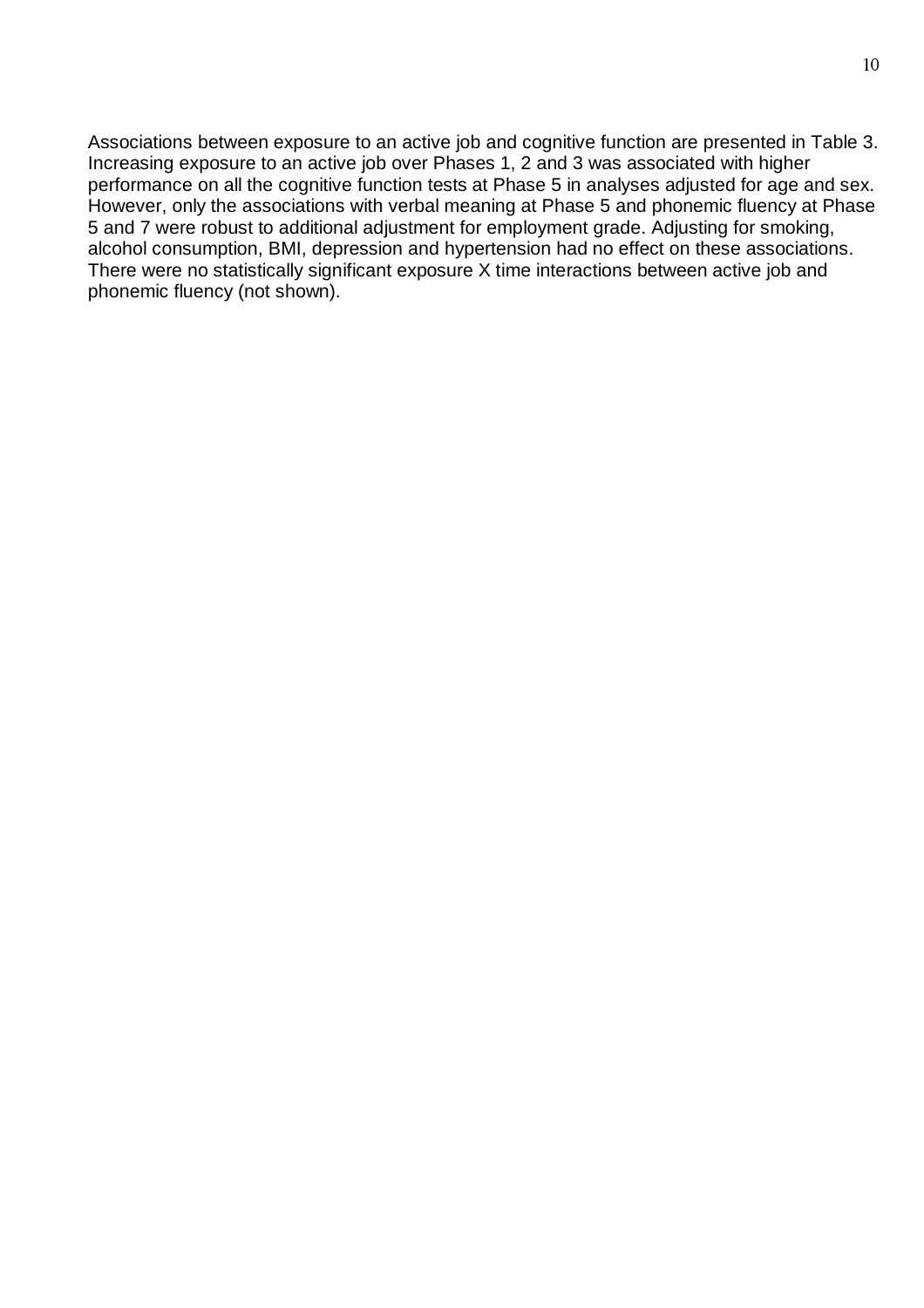Associations between exposure to an active job and cognitive function are presented in Table 3. Increasing exposure to an active job over Phases 1, 2 and 3 was associated with higher performance on all the cognitive function tests at Phase 5 in analyses adjusted for age and sex. However, only the associations with verbal meaning at Phase 5 and phonemic fluency at Phase 5 and 7 were robust to additional adjustment for employment grade. Adjusting for smoking, alcohol consumption, BMI, depression and hypertension had no effect on these associations. There were no statistically significant exposure X time interactions between active job and phonemic fluency (not shown).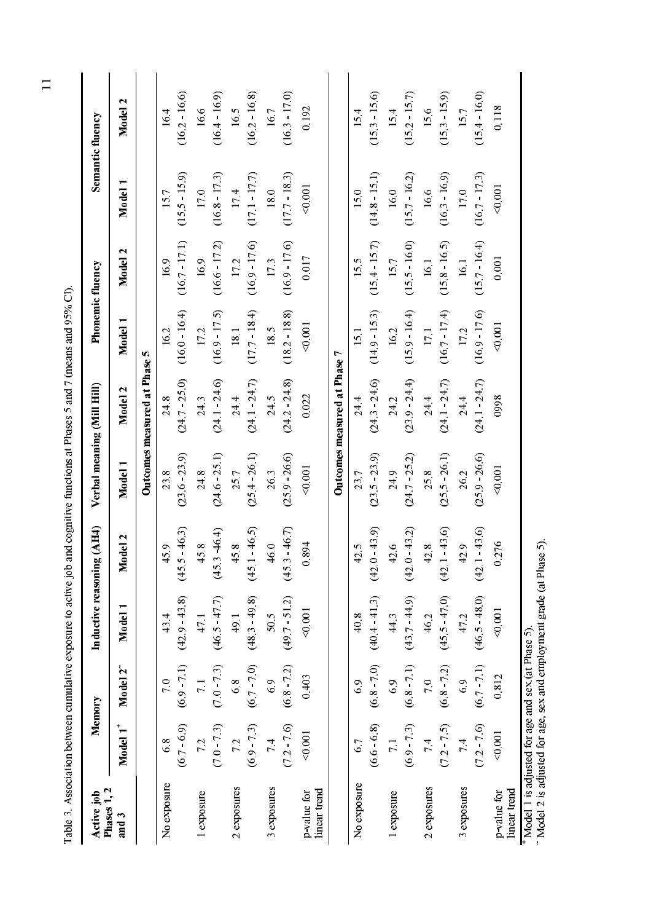Table 3. Association between cumulative exposure to active job and cognitive functions at Phases 5 and 7 (means and 95% CI).

| Active job Phases 1, 2 and 3 | Memory | | Inductive reasoning (AH4) | | Verbal meaning (Mill Hill) | | Phonemic fluency | | Semantic fluency | |
|---|---|---|---|---|---|---|---|---|---|---|
| | Model 1[+] | Model 2[~] | Model 1 | Model 2 | Model 1 | Model 2 | Model 1 | Model 2 | Model 1 | Model 2 |
| **Outcomes measured at Phase 5** | | | | | | | | | | |
| No exposure | 6.8 (6.7 - 6.9) | 7.0 (6.9 - 7.1) | 43.4 (42.9 - 43.8) | 45.9 (45.5 - 46.3) | 23.8 (23.6 - 23.9) | 24.8 (24.7 - 25.0) | 16.2 (16.0 - 16.4) | 16.9 (16.7 - 17.1) | 15.7 (15.5 - 15.9) | 16.4 (16.2 - 16.6) |
| 1 exposure | 7.2 (7.0 - 7.3) | 7.1 (7.0 - 7.3) | 47.1 (46.5 - 47.7) | 45.8 (45.3 - 46.4) | 24.8 (24.6 - 25.1) | 24.3 (24.1 - 24.6) | 17.2 (16.9 - 17.5) | 16.9 (16.6 - 17.2) | 17.0 (16.8 - 17.3) | 16.6 (16.4 - 16.9) |
| 2 exposures | 7.2 (6.9 - 7.3) | 6.8 (6.7 - 7.0) | 49.1 (48.3 - 49.8) | 45.8 (45.1 - 46.5) | 25.7 (25.4 - 26.1) | 24.4 (24.1 - 24.7) | 18.1 (17.7 - 18.4) | 17.2 (16.9 - 17.6) | 17.4 (17.1 - 17.7) | 16.5 (16.2 - 16.8) |
| 3 exposures | 7.4 (7.2 - 7.6) | 6.9 (6.8 - 7.2) | 50.5 (49.7 - 51.2) | 46.0 (45.3 - 46.7) | 26.3 (25.9 - 26.6) | 24.5 (24.2 - 24.8) | 18.5 (18.2 - 18.8) | 17.3 (16.9 - 17.6) | 18.0 (17.7 - 18.3) | 16.7 (16.3 - 17.0) |
| p-value for linear trend | <0.001 | 0.403 | <0.001 | 0.894 | <0.001 | 0.022 | <0.001 | 0.017 | <0.001 | 0.192 |
| **Outcomes measured at Phase 7** | | | | | | | | | | |
| No exposure | 6.7 (6.6 - 6.8) | 6.9 (6.8 - 7.0) | 40.8 (40.4 - 41.3) | 42.5 (42.0 - 43.9) | 23.7 (23.5 - 23.9) | 24.4 (24.3 - 24.6) | 15.1 (14.9 - 15.3) | 15.5 (15.4 - 15.7) | 15.0 (14.8 - 15.1) | 15.4 (15.3 - 15.6) |
| 1 exposure | 7.1 (6.9 - 7.3) | 6.9 (6.8 - 7.1) | 44.3 (43.7 - 44.9) | 42.6 (42.0 - 43.2) | 24.9 (24.7 - 25.2) | 24.2 (23.9 - 24.4) | 16.2 (15.9 - 16.4) | 15.7 (15.5 - 16.0) | 16.0 (15.7 - 16.2) | 15.4 (15.2 - 15.7) |
| 2 exposures | 7.4 (7.2 - 7.5) | 7.0 (6.8 - 7.2) | 46.2 (45.5 - 47.0) | 42.8 (42.1 - 43.6) | 25.8 (25.5 - 26.1) | 24.4 (24.1 - 24.7) | 17.1 (16.7 - 17.4) | 16.1 (15.8 - 16.5) | 16.6 (16.3 - 16.9) | 15.6 (15.3 - 15.9) |
| 3 exposures | 7.4 (7.2 - 7.6) | 6.9 (6.7 - 7.1) | 47.2 (46.5 - 48.0) | 42.9 (42.1 - 43.6) | 26.2 (25.9 - 26.6) | 24.4 (24.1 - 24.7) | 17.2 (16.9 - 17.6) | 16.1 (15.7 - 16.4) | 17.0 (16.7 - 17.3) | 15.7 (15.4 - 16.0) |
| p-value for linear trend | <0.001 | 0.812 | <0.001 | 0.276 | <0.001 | 0998 | <0.001 | 0.001 | <0.001 | 0.118 |

[+] Model 1 is adjusted for age and sex (at Phase 5).
[~] Model 2 is adjusted for age, sex and employment grade (at Phase 5).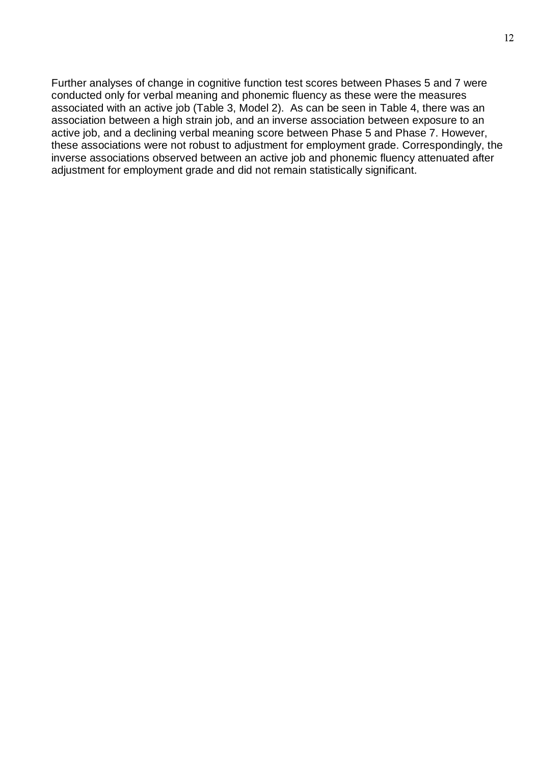Further analyses of change in cognitive function test scores between Phases 5 and 7 were conducted only for verbal meaning and phonemic fluency as these were the measures associated with an active job (Table 3, Model 2). As can be seen in Table 4, there was an association between a high strain job, and an inverse association between exposure to an active job, and a declining verbal meaning score between Phase 5 and Phase 7. However, these associations were not robust to adjustment for employment grade. Correspondingly, the inverse associations observed between an active job and phonemic fluency attenuated after adjustment for employment grade and did not remain statistically significant.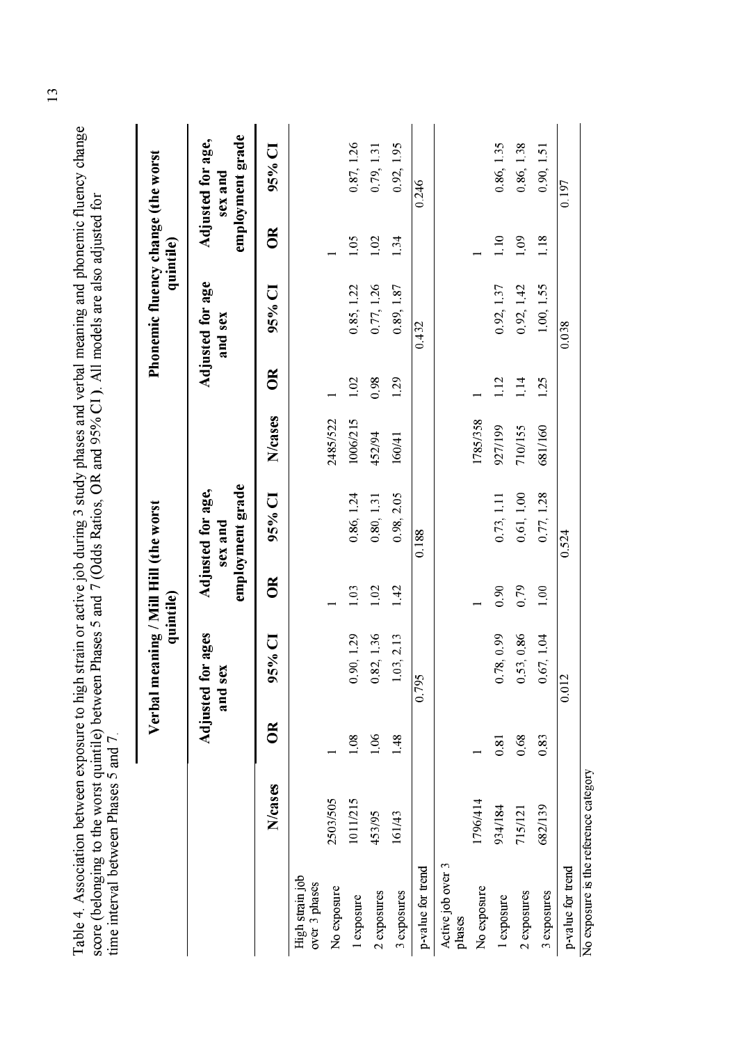Table 4. Association between exposure to high strain or active job during 3 study phases and verbal meaning and phonemic fluency change score (belonging to the worst quintile) between Phases 5 and 7 (Odds Ratios, OR and 95% CI). All models are also adjusted for time interval between Phases 5 and 7.

| | Verbal meaning / Mill Hill (the worst quintile) | | | | | Phonemic fluency change (the worst quintile) | | | | |
|---|---|---|---|---|---|---|---|---|---|---|
| | | Adjusted for ages and sex | | Adjusted for age, sex and employment grade | | | Adjusted for age and sex | | Adjusted for age, sex and employment grade | |
| | N/cases | OR | 95% CI | OR | 95% CI | N/cases | OR | 95% CI | OR | 95% CI |
| High strain job over 3 phases | | | | | | | | | | |
| No exposure | 2503/505 | 1 | | 1 | | 2485/522 | 1 | | 1 | |
| 1 exposure | 1011/215 | 1.08 | 0.90, 1.29 | 1.03 | 0.86, 1.24 | 1006/215 | 1.02 | 0.85, 1.22 | 1.05 | 0.87, 1.26 |
| 2 exposures | 453/95 | 1.06 | 0.82, 1.36 | 1.02 | 0.80, 1.31 | 452/94 | 0.98 | 0.77, 1.26 | 1.02 | 0.79, 1.31 |
| 3 exposures | 161/43 | 1.48 | 1.03, 2.13 | 1.42 | 0.98, 2.05 | 160/41 | 1.29 | 0.89, 1.87 | 1.34 | 0.92, 1.95 |
| p-value for trend | | | 0.795 | | 0.188 | | | 0.432 | | 0.246 |
| Active job over 3 phases | | | | | | | | | | |
| No exposure | 1796/414 | 1 | | 1 | | 1785/358 | 1 | | 1 | |
| 1 exposure | 934/184 | 0.81 | 0.78, 0.99 | 0.90 | 0.73, 1.11 | 927/199 | 1.12 | 0.92, 1.37 | 1.10 | 0.86, 1.35 |
| 2 exposures | 715/121 | 0.68 | 0.53, 0.86 | 0.79 | 0.61, 1.00 | 710/155 | 1.14 | 0.92, 1.42 | 1.09 | 0.86, 1.38 |
| 3 exposures | 682/139 | 0.83 | 0.67, 1.04 | 1.00 | 0.77, 1.28 | 681/160 | 1.25 | 1.00, 1.55 | 1.18 | 0.90, 1.51 |
| p-value for trend | | | 0.012 | | 0.524 | | | 0.038 | | 0.197 |

No exposure is the reference category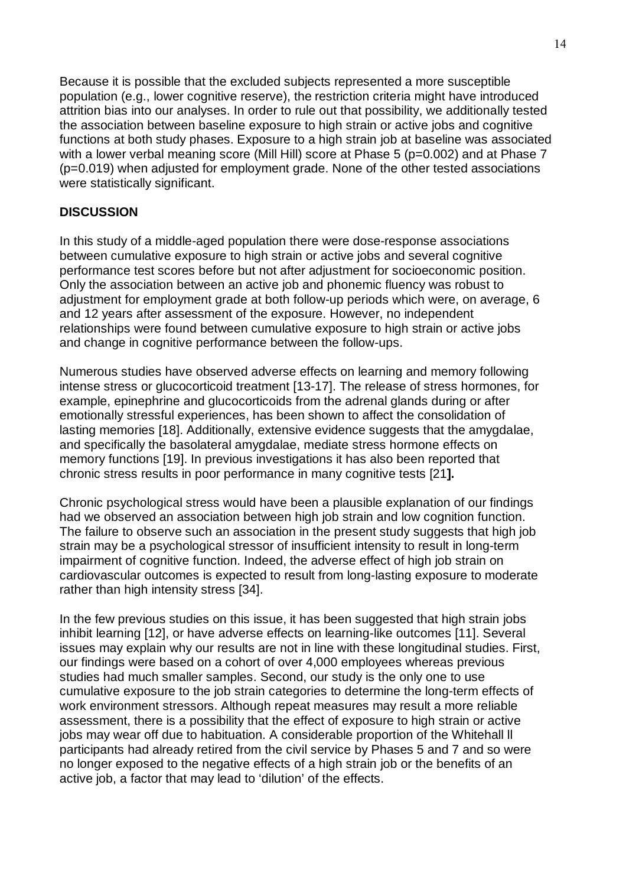Because it is possible that the excluded subjects represented a more susceptible population (e.g., lower cognitive reserve), the restriction criteria might have introduced attrition bias into our analyses. In order to rule out that possibility, we additionally tested the association between baseline exposure to high strain or active jobs and cognitive functions at both study phases. Exposure to a high strain job at baseline was associated with a lower verbal meaning score (Mill Hill) score at Phase 5 (p=0.002) and at Phase 7 (p=0.019) when adjusted for employment grade. None of the other tested associations were statistically significant.

**DISCUSSION**

In this study of a middle-aged population there were dose-response associations between cumulative exposure to high strain or active jobs and several cognitive performance test scores before but not after adjustment for socioeconomic position. Only the association between an active job and phonemic fluency was robust to adjustment for employment grade at both follow-up periods which were, on average, 6 and 12 years after assessment of the exposure. However, no independent relationships were found between cumulative exposure to high strain or active jobs and change in cognitive performance between the follow-ups.

Numerous studies have observed adverse effects on learning and memory following intense stress or glucocorticoid treatment [13-17]. The release of stress hormones, for example, epinephrine and glucocorticoids from the adrenal glands during or after emotionally stressful experiences, has been shown to affect the consolidation of lasting memories [18]. Additionally, extensive evidence suggests that the amygdalae, and specifically the basolateral amygdalae, mediate stress hormone effects on memory functions [19]. In previous investigations it has also been reported that chronic stress results in poor performance in many cognitive tests [21**].**

Chronic psychological stress would have been a plausible explanation of our findings had we observed an association between high job strain and low cognition function. The failure to observe such an association in the present study suggests that high job strain may be a psychological stressor of insufficient intensity to result in long-term impairment of cognitive function. Indeed, the adverse effect of high job strain on cardiovascular outcomes is expected to result from long-lasting exposure to moderate rather than high intensity stress [34].

In the few previous studies on this issue, it has been suggested that high strain jobs inhibit learning [12], or have adverse effects on learning-like outcomes [11]. Several issues may explain why our results are not in line with these longitudinal studies. First, our findings were based on a cohort of over 4,000 employees whereas previous studies had much smaller samples. Second, our study is the only one to use cumulative exposure to the job strain categories to determine the long-term effects of work environment stressors. Although repeat measures may result a more reliable assessment, there is a possibility that the effect of exposure to high strain or active jobs may wear off due to habituation. A considerable proportion of the Whitehall ll participants had already retired from the civil service by Phases 5 and 7 and so were no longer exposed to the negative effects of a high strain job or the benefits of an active job, a factor that may lead to 'dilution' of the effects.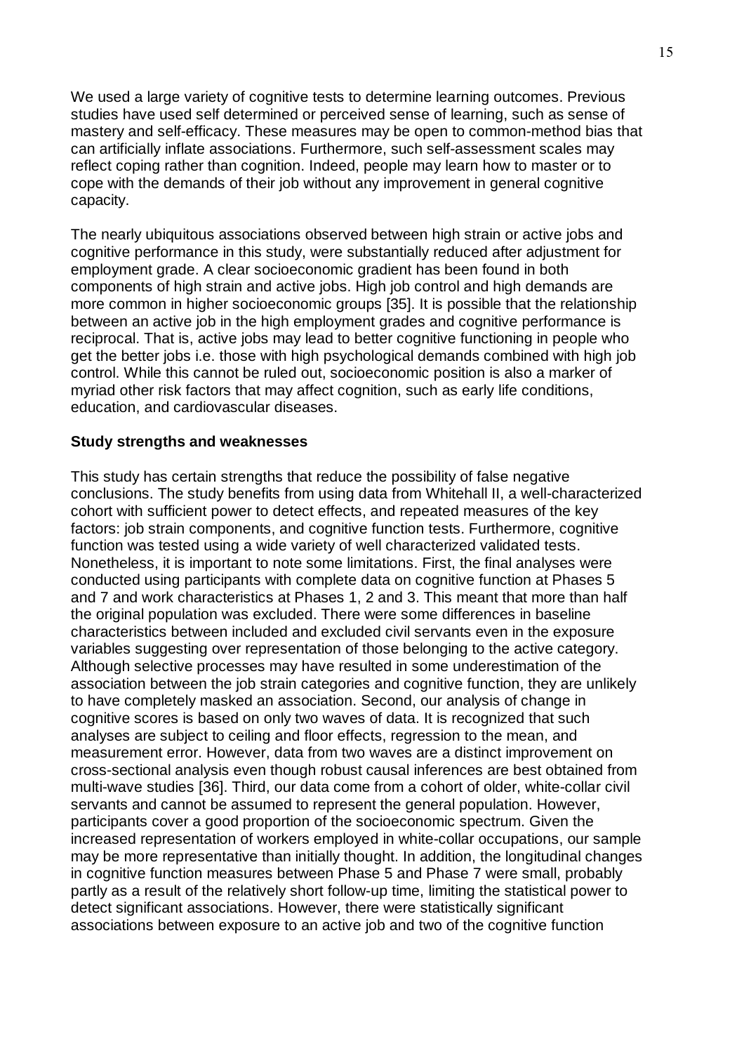We used a large variety of cognitive tests to determine learning outcomes. Previous studies have used self determined or perceived sense of learning, such as sense of mastery and self-efficacy. These measures may be open to common-method bias that can artificially inflate associations. Furthermore, such self-assessment scales may reflect coping rather than cognition. Indeed, people may learn how to master or to cope with the demands of their job without any improvement in general cognitive capacity.

The nearly ubiquitous associations observed between high strain or active jobs and cognitive performance in this study, were substantially reduced after adjustment for employment grade. A clear socioeconomic gradient has been found in both components of high strain and active jobs. High job control and high demands are more common in higher socioeconomic groups [35]. It is possible that the relationship between an active job in the high employment grades and cognitive performance is reciprocal. That is, active jobs may lead to better cognitive functioning in people who get the better jobs i.e. those with high psychological demands combined with high job control. While this cannot be ruled out, socioeconomic position is also a marker of myriad other risk factors that may affect cognition, such as early life conditions, education, and cardiovascular diseases.

### Study strengths and weaknesses

This study has certain strengths that reduce the possibility of false negative conclusions. The study benefits from using data from Whitehall II, a well-characterized cohort with sufficient power to detect effects, and repeated measures of the key factors: job strain components, and cognitive function tests. Furthermore, cognitive function was tested using a wide variety of well characterized validated tests. Nonetheless, it is important to note some limitations. First, the final analyses were conducted using participants with complete data on cognitive function at Phases 5 and 7 and work characteristics at Phases 1, 2 and 3. This meant that more than half the original population was excluded. There were some differences in baseline characteristics between included and excluded civil servants even in the exposure variables suggesting over representation of those belonging to the active category. Although selective processes may have resulted in some underestimation of the association between the job strain categories and cognitive function, they are unlikely to have completely masked an association. Second, our analysis of change in cognitive scores is based on only two waves of data. It is recognized that such analyses are subject to ceiling and floor effects, regression to the mean, and measurement error. However, data from two waves are a distinct improvement on cross-sectional analysis even though robust causal inferences are best obtained from multi-wave studies [36]. Third, our data come from a cohort of older, white-collar civil servants and cannot be assumed to represent the general population. However, participants cover a good proportion of the socioeconomic spectrum. Given the increased representation of workers employed in white-collar occupations, our sample may be more representative than initially thought. In addition, the longitudinal changes in cognitive function measures between Phase 5 and Phase 7 were small, probably partly as a result of the relatively short follow-up time, limiting the statistical power to detect significant associations. However, there were statistically significant associations between exposure to an active job and two of the cognitive function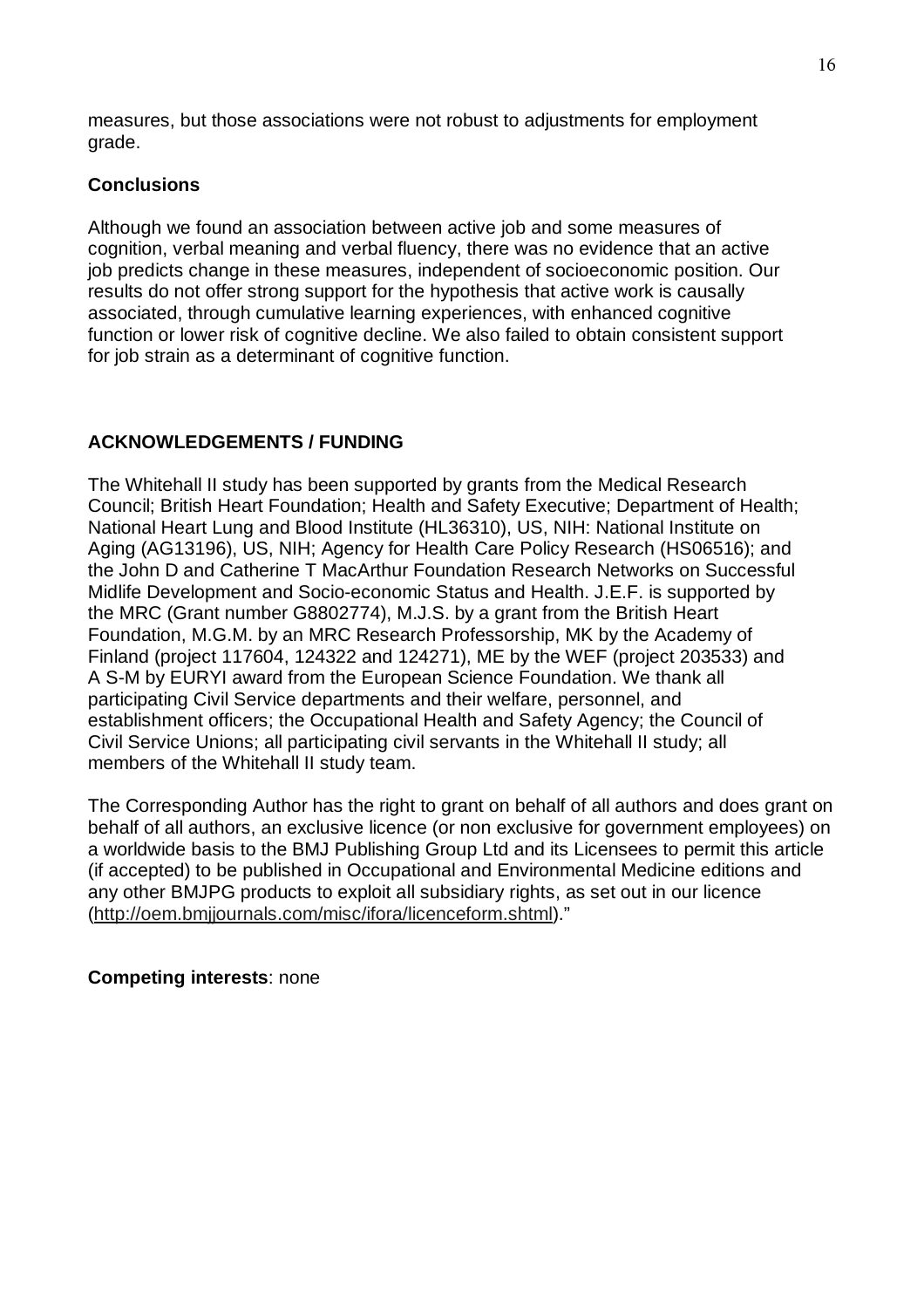measures, but those associations were not robust to adjustments for employment grade.

### Conclusions

Although we found an association between active job and some measures of cognition, verbal meaning and verbal fluency, there was no evidence that an active job predicts change in these measures, independent of socioeconomic position. Our results do not offer strong support for the hypothesis that active work is causally associated, through cumulative learning experiences, with enhanced cognitive function or lower risk of cognitive decline. We also failed to obtain consistent support for job strain as a determinant of cognitive function.

## ACKNOWLEDGEMENTS / FUNDING

The Whitehall II study has been supported by grants from the Medical Research Council; British Heart Foundation; Health and Safety Executive; Department of Health; National Heart Lung and Blood Institute (HL36310), US, NIH: National Institute on Aging (AG13196), US, NIH; Agency for Health Care Policy Research (HS06516); and the John D and Catherine T MacArthur Foundation Research Networks on Successful Midlife Development and Socio-economic Status and Health. J.E.F. is supported by the MRC (Grant number G8802774), M.J.S. by a grant from the British Heart Foundation, M.G.M. by an MRC Research Professorship, MK by the Academy of Finland (project 117604, 124322 and 124271), ME by the WEF (project 203533) and A S-M by EURYI award from the European Science Foundation. We thank all participating Civil Service departments and their welfare, personnel, and establishment officers; the Occupational Health and Safety Agency; the Council of Civil Service Unions; all participating civil servants in the Whitehall II study; all members of the Whitehall II study team.

The Corresponding Author has the right to grant on behalf of all authors and does grant on behalf of all authors, an exclusive licence (or non exclusive for government employees) on a worldwide basis to the BMJ Publishing Group Ltd and its Licensees to permit this article (if accepted) to be published in Occupational and Environmental Medicine editions and any other BMJPG products to exploit all subsidiary rights, as set out in our licence (http://oem.bmjjournals.com/misc/ifora/licenceform.shtml)."

**Competing interests**: none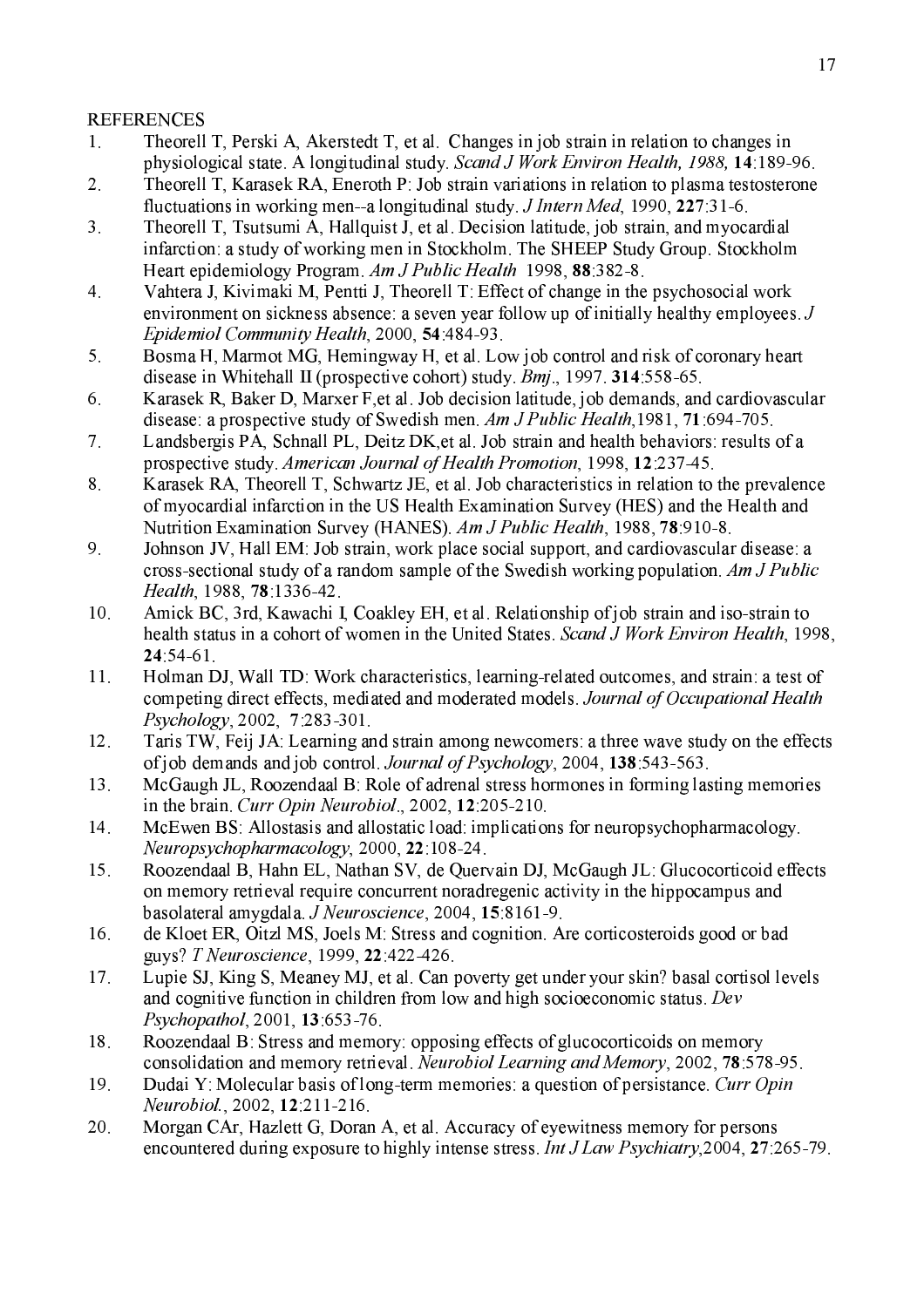REFERENCES

1. Theorell T, Perski A, Akerstedt T, et al. Changes in job strain in relation to changes in physiological state. A longitudinal study. *Scand J Work Environ Health, 1988,* **14**:189-96.
2. Theorell T, Karasek RA, Eneroth P: Job strain variations in relation to plasma testosterone fluctuations in working men--a longitudinal study. *J Intern Med*, 1990, **227**:31-6.
3. Theorell T, Tsutsumi A, Hallquist J, et al. Decision latitude, job strain, and myocardial infarction: a study of working men in Stockholm. The SHEEP Study Group. Stockholm Heart epidemiology Program. *Am J Public Health* 1998, **88**:382-8.
4. Vahtera J, Kivimaki M, Pentti J, Theorell T: Effect of change in the psychosocial work environment on sickness absence: a seven year follow up of initially healthy employees. *J Epidemiol Community Health*, 2000, **54**:484-93.
5. Bosma H, Marmot MG, Hemingway H, et al. Low job control and risk of coronary heart disease in Whitehall II (prospective cohort) study. *Bmj*., 1997. **314**:558-65.
6. Karasek R, Baker D, Marxer F,et al. Job decision latitude, job demands, and cardiovascular disease: a prospective study of Swedish men. *Am J Public Health*,1981, **71**:694-705.
7. Landsbergis PA, Schnall PL, Deitz DK,et al. Job strain and health behaviors: results of a prospective study. *American Journal of Health Promotion*, 1998, **12**:237-45.
8. Karasek RA, Theorell T, Schwartz JE, et al. Job characteristics in relation to the prevalence of myocardial infarction in the US Health Examination Survey (HES) and the Health and Nutrition Examination Survey (HANES). *Am J Public Health*, 1988, **78**:910-8.
9. Johnson JV, Hall EM: Job strain, work place social support, and cardiovascular disease: a cross-sectional study of a random sample of the Swedish working population. *Am J Public Health*, 1988, **78**:1336-42.
10. Amick BC, 3rd, Kawachi I, Coakley EH, et al. Relationship of job strain and iso-strain to health status in a cohort of women in the United States. *Scand J Work Environ Health*, 1998, **24**:54-61.
11. Holman DJ, Wall TD: Work characteristics, learning-related outcomes, and strain: a test of competing direct effects, mediated and moderated models. *Journal of Occupational Health Psychology*, 2002, **7**:283-301.
12. Taris TW, Feij JA: Learning and strain among newcomers: a three wave study on the effects of job demands and job control. *Journal of Psychology*, 2004, **138**:543-563.
13. McGaugh JL, Roozendaal B: Role of adrenal stress hormones in forming lasting memories in the brain. *Curr Opin Neurobiol*., 2002, **12**:205-210.
14. McEwen BS: Allostasis and allostatic load: implications for neuropsychopharmacology. *Neuropsychopharmacology*, 2000, **22**:108-24.
15. Roozendaal B, Hahn EL, Nathan SV, de Quervain DJ, McGaugh JL: Glucocorticoid effects on memory retrieval require concurrent noradregenic activity in the hippocampus and basolateral amygdala. *J Neuroscience*, 2004, **15**:8161-9.
16. de Kloet ER, Oitzl MS, Joels M: Stress and cognition. Are corticosteroids good or bad guys? *T Neuroscience*, 1999, **22**:422-426.
17. Lupie SJ, King S, Meaney MJ, et al. Can poverty get under your skin? basal cortisol levels and cognitive function in children from low and high socioeconomic status. *Dev Psychopathol*, 2001, **13**:653-76.
18. Roozendaal B: Stress and memory: opposing effects of glucocorticoids on memory consolidation and memory retrieval. *Neurobiol Learning and Memory*, 2002, **78**:578-95.
19. Dudai Y: Molecular basis of long-term memories: a question of persistance. *Curr Opin Neurobiol.*, 2002, **12**:211-216.
20. Morgan CAr, Hazlett G, Doran A, et al. Accuracy of eyewitness memory for persons encountered during exposure to highly intense stress. *Int J Law Psychiatry*,2004, **27**:265-79.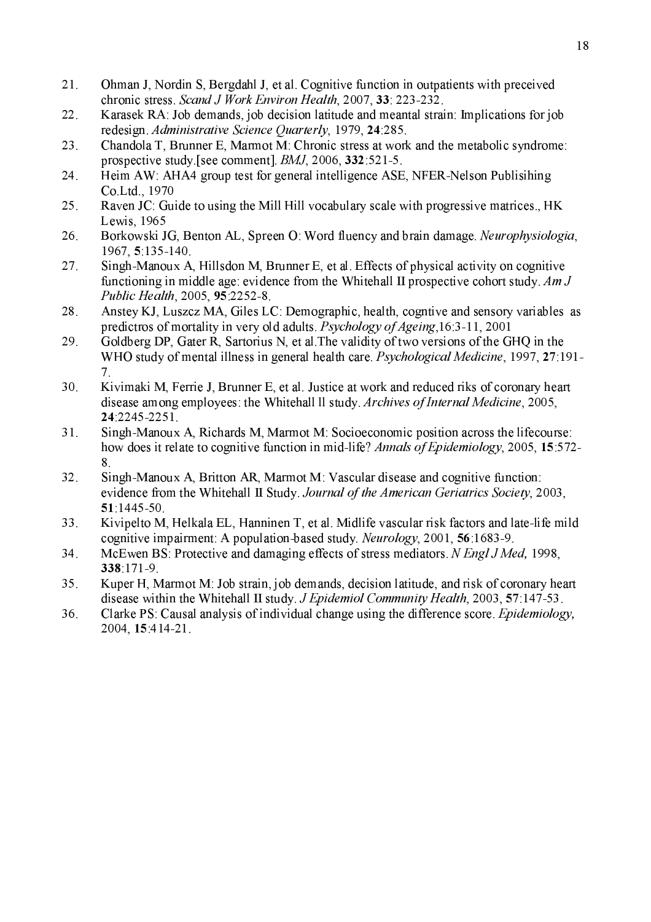21. Ohman J, Nordin S, Bergdahl J, et al. Cognitive function in outpatients with preceived chronic stress. *Scand J Work Environ Health*, 2007, **33**: 223-232.
22. Karasek RA: Job demands, job decision latitude and meantal strain: Implications for job redesign. *Administrative Science Quarterly*, 1979, **24**:285.
23. Chandola T, Brunner E, Marmot M: Chronic stress at work and the metabolic syndrome: prospective study.[see comment]. *BMJ*, 2006, **332**:521-5.
24. Heim AW: AHA4 group test for general intelligence ASE, NFER-Nelson Publisihing Co.Ltd., 1970
25. Raven JC: Guide to using the Mill Hill vocabulary scale with progressive matrices., HK Lewis, 1965
26. Borkowski JG, Benton AL, Spreen O: Word fluency and brain damage. *Neurophysiologia*, 1967, **5**:135-140.
27. Singh-Manoux A, Hillsdon M, Brunner E, et al. Effects of physical activity on cognitive functioning in middle age: evidence from the Whitehall II prospective cohort study. *Am J Public Health*, 2005, **95**:2252-8.
28. Anstey KJ, Luszcz MA, Giles LC: Demographic, health, cogntive and sensory variables as predictros of mortality in very old adults. *Psychology of Ageing*,16:3-11, 2001
29. Goldberg DP, Gater R, Sartorius N, et al.The validity of two versions of the GHQ in the WHO study of mental illness in general health care. *Psychological Medicine*, 1997, **27**:191-7.
30. Kivimaki M, Ferrie J, Brunner E, et al. Justice at work and reduced riks of coronary heart disease among employees: the Whitehall ll study. *Archives of Internal Medicine*, 2005, **24**:2245-2251.
31. Singh-Manoux A, Richards M, Marmot M: Socioeconomic position across the lifecourse: how does it relate to cognitive function in mid-life? *Annals of Epidemiology*, 2005, **15**:572-8.
32. Singh-Manoux A, Britton AR, Marmot M: Vascular disease and cognitive function: evidence from the Whitehall II Study. *Journal of the American Geriatrics Society*, 2003, **51**:1445-50.
33. Kivipelto M, Helkala EL, Hanninen T, et al. Midlife vascular risk factors and late-life mild cognitive impairment: A population-based study. *Neurology*, 2001, **56**:1683-9.
34. McEwen BS: Protective and damaging effects of stress mediators. *N Engl J Med,* 1998, **338**:171-9.
35. Kuper H, Marmot M: Job strain, job demands, decision latitude, and risk of coronary heart disease within the Whitehall II study. *J Epidemiol Community Health*, 2003, **57**:147-53.
36. Clarke PS: Causal analysis of individual change using the difference score. *Epidemiology,* 2004, **15**:414-21.